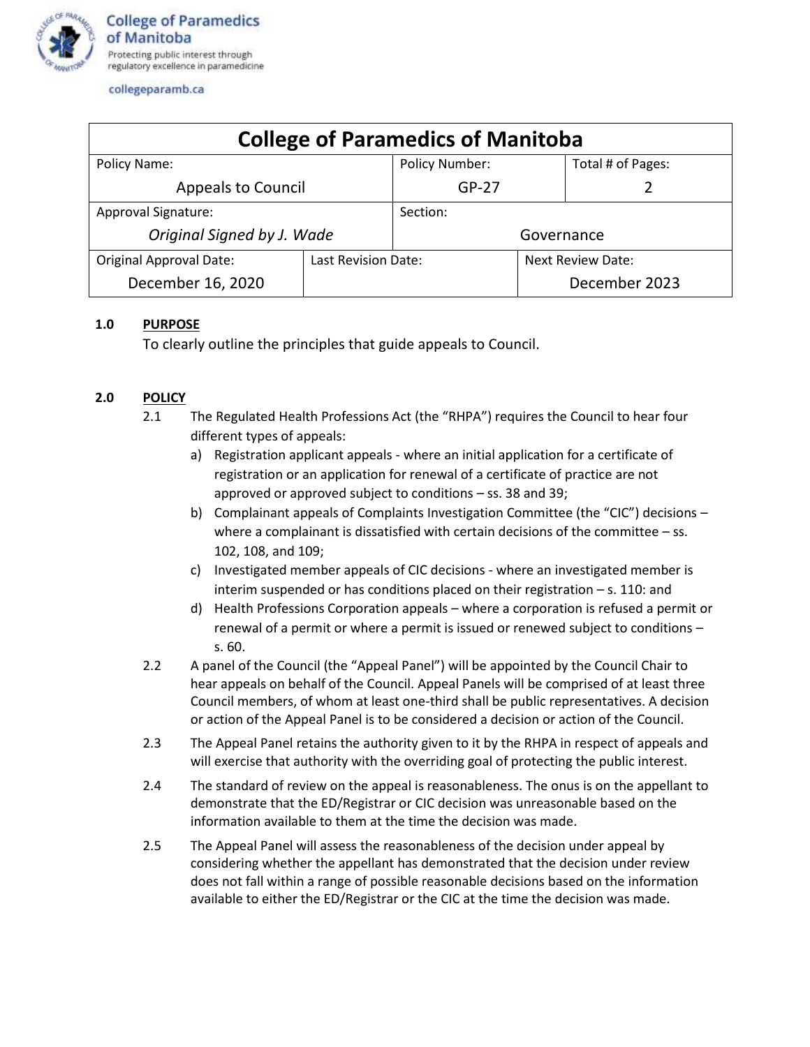College of Paramedics of Manitoba

Protecting public interest through regulatory excellence in paramedicine

collegeparamb.ca

| College of Paramedics of Manitoba | | | |
|---|---|---|---|
| Policy Name: Appeals to Council | | Policy Number: GP-27 | Total # of Pages: 2 |
| Approval Signature: *Original Signed by J. Wade* | | Section: Governance | |
| Original Approval Date: December 16, 2020 | Last Revision Date: | | Next Review Date: December 2023 |

## 1.0 PURPOSE

To clearly outline the principles that guide appeals to Council.

## 2.0 POLICY

2.1 The Regulated Health Professions Act (the "RHPA") requires the Council to hear four different types of appeals:

a) Registration applicant appeals - where an initial application for a certificate of registration or an application for renewal of a certificate of practice are not approved or approved subject to conditions – ss. 38 and 39;

b) Complainant appeals of Complaints Investigation Committee (the "CIC") decisions – where a complainant is dissatisfied with certain decisions of the committee – ss. 102, 108, and 109;

c) Investigated member appeals of CIC decisions - where an investigated member is interim suspended or has conditions placed on their registration – s. 110: and

d) Health Professions Corporation appeals – where a corporation is refused a permit or renewal of a permit or where a permit is issued or renewed subject to conditions – s. 60.

2.2 A panel of the Council (the "Appeal Panel") will be appointed by the Council Chair to hear appeals on behalf of the Council. Appeal Panels will be comprised of at least three Council members, of whom at least one-third shall be public representatives. A decision or action of the Appeal Panel is to be considered a decision or action of the Council.

2.3 The Appeal Panel retains the authority given to it by the RHPA in respect of appeals and will exercise that authority with the overriding goal of protecting the public interest.

2.4 The standard of review on the appeal is reasonableness. The onus is on the appellant to demonstrate that the ED/Registrar or CIC decision was unreasonable based on the information available to them at the time the decision was made.

2.5 The Appeal Panel will assess the reasonableness of the decision under appeal by considering whether the appellant has demonstrated that the decision under review does not fall within a range of possible reasonable decisions based on the information available to either the ED/Registrar or the CIC at the time the decision was made.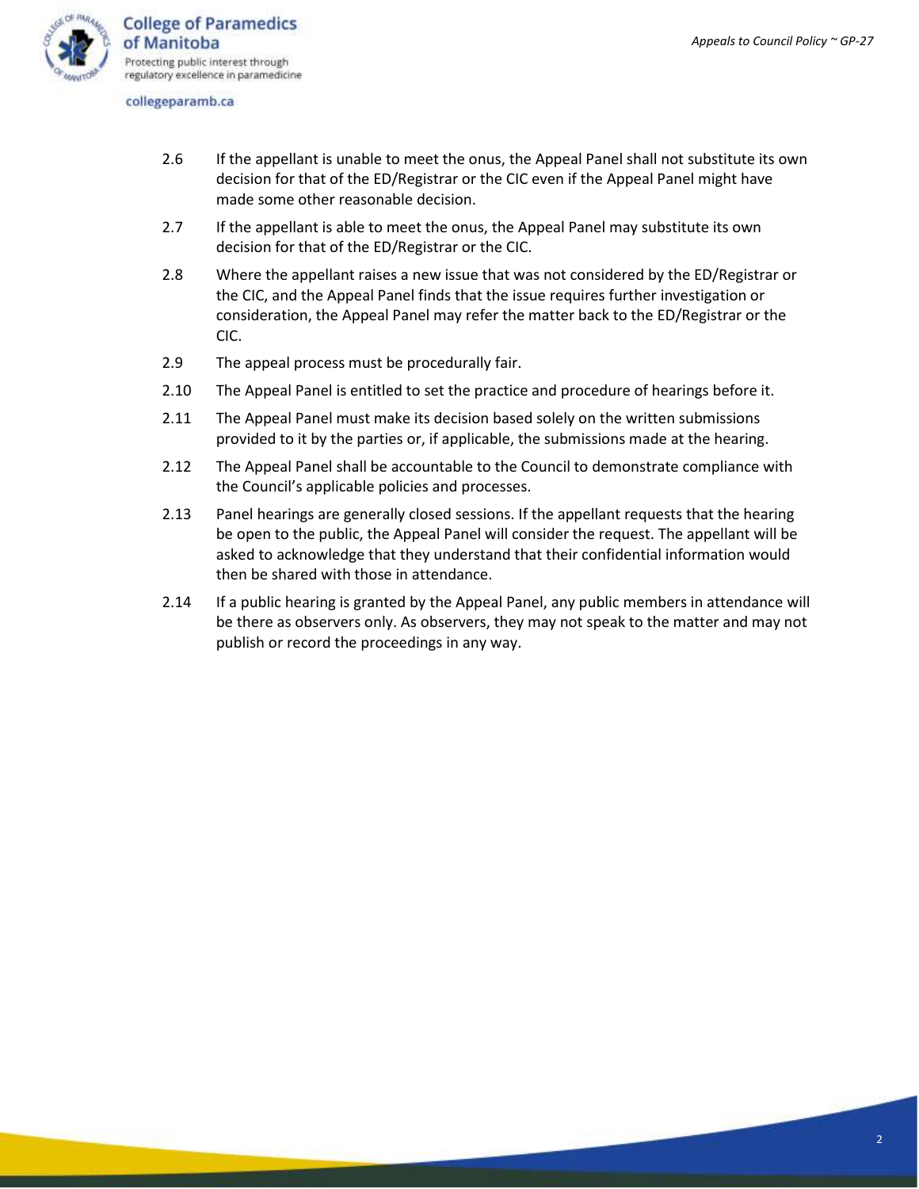2.6 If the appellant is unable to meet the onus, the Appeal Panel shall not substitute its own decision for that of the ED/Registrar or the CIC even if the Appeal Panel might have made some other reasonable decision.

2.7 If the appellant is able to meet the onus, the Appeal Panel may substitute its own decision for that of the ED/Registrar or the CIC.

2.8 Where the appellant raises a new issue that was not considered by the ED/Registrar or the CIC, and the Appeal Panel finds that the issue requires further investigation or consideration, the Appeal Panel may refer the matter back to the ED/Registrar or the CIC.

2.9 The appeal process must be procedurally fair.

2.10 The Appeal Panel is entitled to set the practice and procedure of hearings before it.

2.11 The Appeal Panel must make its decision based solely on the written submissions provided to it by the parties or, if applicable, the submissions made at the hearing.

2.12 The Appeal Panel shall be accountable to the Council to demonstrate compliance with the Council's applicable policies and processes.

2.13 Panel hearings are generally closed sessions. If the appellant requests that the hearing be open to the public, the Appeal Panel will consider the request. The appellant will be asked to acknowledge that they understand that their confidential information would then be shared with those in attendance.

2.14 If a public hearing is granted by the Appeal Panel, any public members in attendance will be there as observers only. As observers, they may not speak to the matter and may not publish or record the proceedings in any way.